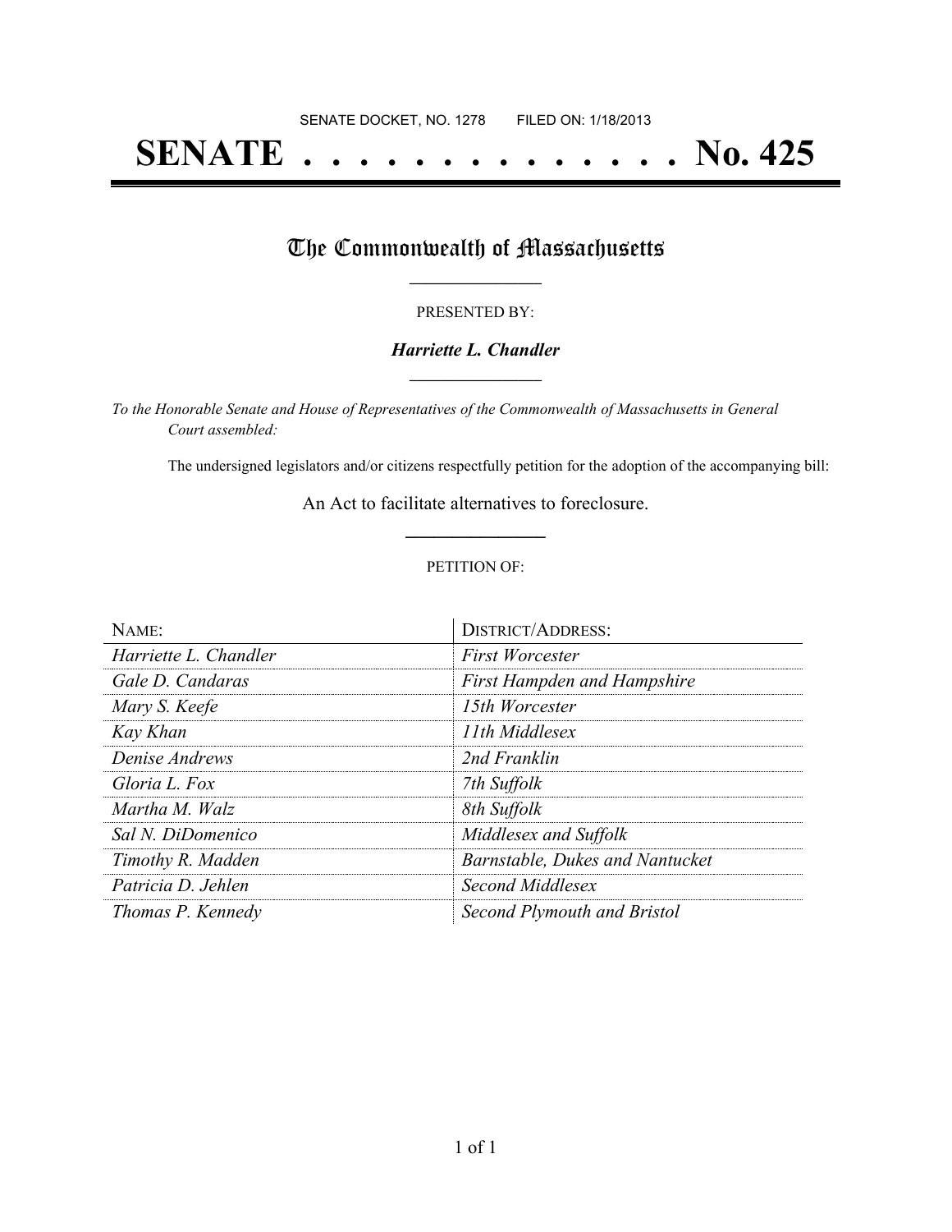SENATE DOCKET, NO. 1278        FILED ON: 1/18/2013

# SENATE . . . . . . . . . . . . . . No. 425

## The Commonwealth of Massachusetts

PRESENTED BY:

***Harriette L. Chandler***

*To the Honorable Senate and House of Representatives of the Commonwealth of Massachusetts in General Court assembled:*

The undersigned legislators and/or citizens respectfully petition for the adoption of the accompanying bill:

An Act to facilitate alternatives to foreclosure.

PETITION OF:

| NAME: | DISTRICT/ADDRESS: |
| --- | --- |
| *Harriette L. Chandler* | *First Worcester* |
| *Gale D. Candaras* | *First Hampden and Hampshire* |
| *Mary S. Keefe* | *15th Worcester* |
| *Kay Khan* | *11th Middlesex* |
| *Denise Andrews* | *2nd Franklin* |
| *Gloria L. Fox* | *7th Suffolk* |
| *Martha M. Walz* | *8th Suffolk* |
| *Sal N. DiDomenico* | *Middlesex and Suffolk* |
| *Timothy R. Madden* | *Barnstable, Dukes and Nantucket* |
| *Patricia D. Jehlen* | *Second Middlesex* |
| *Thomas P. Kennedy* | *Second Plymouth and Bristol* |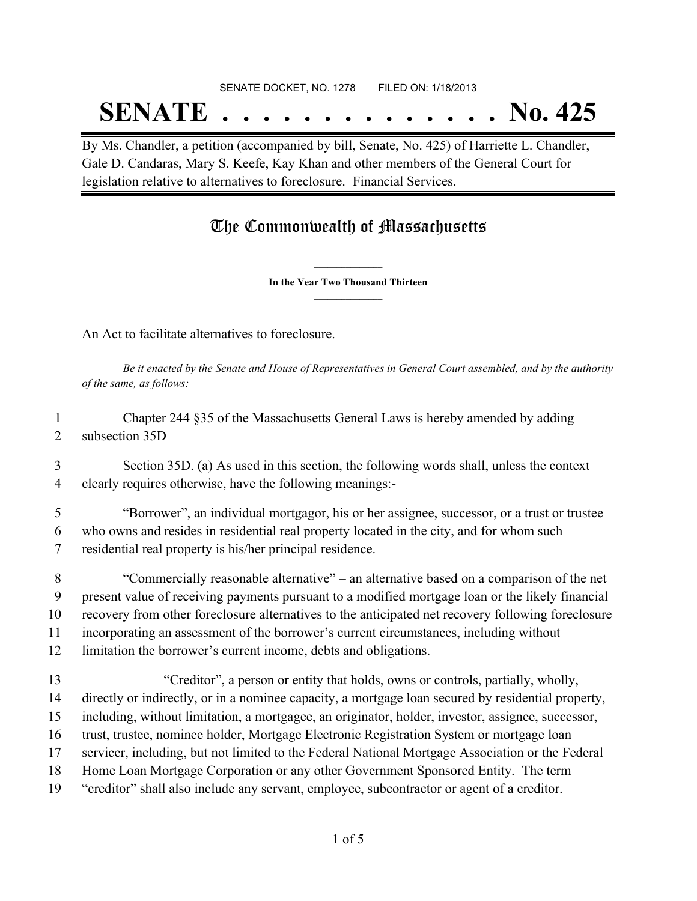SENATE DOCKET, NO. 1278 FILED ON: 1/18/2013

# SENATE . . . . . . . . . . . . . . No. 425

By Ms. Chandler, a petition (accompanied by bill, Senate, No. 425) of Harriette L. Chandler, Gale D. Candaras, Mary S. Keefe, Kay Khan and other members of the General Court for legislation relative to alternatives to foreclosure. Financial Services.

## The Commonwealth of Massachusetts

**In the Year Two Thousand Thirteen**

An Act to facilitate alternatives to foreclosure.

*Be it enacted by the Senate and House of Representatives in General Court assembled, and by the authority of the same, as follows:*

1 Chapter 244 §35 of the Massachusetts General Laws is hereby amended by adding
2 subsection 35D

3 Section 35D. (a) As used in this section, the following words shall, unless the context
4 clearly requires otherwise, have the following meanings:-

5 "Borrower", an individual mortgagor, his or her assignee, successor, or a trust or trustee
6 who owns and resides in residential real property located in the city, and for whom such
7 residential real property is his/her principal residence.

8 "Commercially reasonable alternative" – an alternative based on a comparison of the net
9 present value of receiving payments pursuant to a modified mortgage loan or the likely financial
10 recovery from other foreclosure alternatives to the anticipated net recovery following foreclosure
11 incorporating an assessment of the borrower's current circumstances, including without
12 limitation the borrower's current income, debts and obligations.

13 "Creditor", a person or entity that holds, owns or controls, partially, wholly,
14 directly or indirectly, or in a nominee capacity, a mortgage loan secured by residential property,
15 including, without limitation, a mortgagee, an originator, holder, investor, assignee, successor,
16 trust, trustee, nominee holder, Mortgage Electronic Registration System or mortgage loan
17 servicer, including, but not limited to the Federal National Mortgage Association or the Federal
18 Home Loan Mortgage Corporation or any other Government Sponsored Entity. The term
19 "creditor" shall also include any servant, employee, subcontractor or agent of a creditor.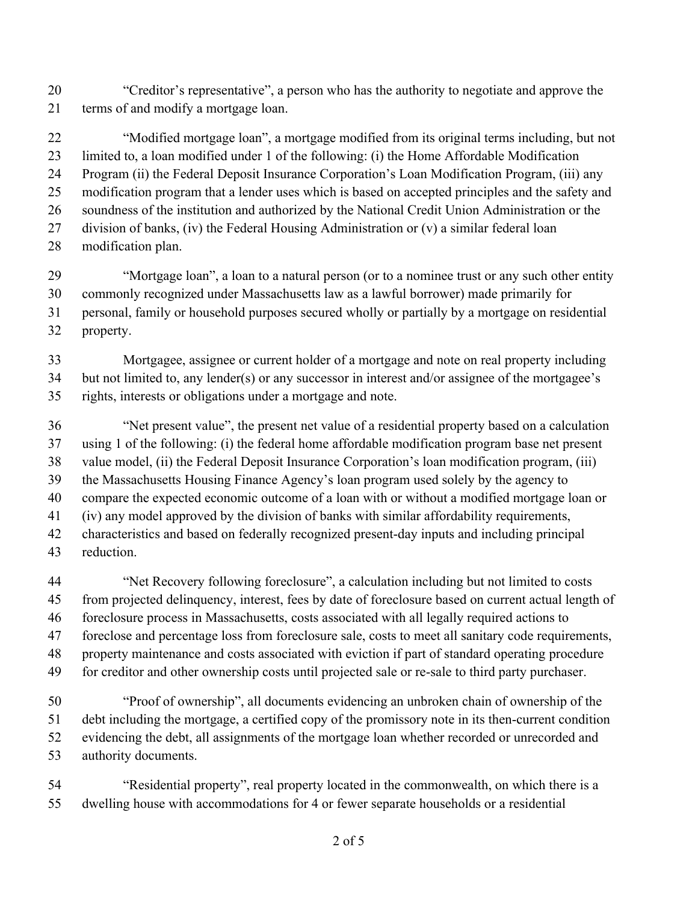"Creditor's representative", a person who has the authority to negotiate and approve the terms of and modify a mortgage loan.

"Modified mortgage loan", a mortgage modified from its original terms including, but not limited to, a loan modified under 1 of the following: (i) the Home Affordable Modification Program (ii) the Federal Deposit Insurance Corporation's Loan Modification Program, (iii) any modification program that a lender uses which is based on accepted principles and the safety and soundness of the institution and authorized by the National Credit Union Administration or the division of banks, (iv) the Federal Housing Administration or (v) a similar federal loan modification plan.

"Mortgage loan", a loan to a natural person (or to a nominee trust or any such other entity commonly recognized under Massachusetts law as a lawful borrower) made primarily for personal, family or household purposes secured wholly or partially by a mortgage on residential property.

Mortgagee, assignee or current holder of a mortgage and note on real property including but not limited to, any lender(s) or any successor in interest and/or assignee of the mortgagee's rights, interests or obligations under a mortgage and note.

"Net present value", the present net value of a residential property based on a calculation using 1 of the following: (i) the federal home affordable modification program base net present value model, (ii) the Federal Deposit Insurance Corporation's loan modification program, (iii) the Massachusetts Housing Finance Agency's loan program used solely by the agency to compare the expected economic outcome of a loan with or without a modified mortgage loan or (iv) any model approved by the division of banks with similar affordability requirements, characteristics and based on federally recognized present-day inputs and including principal reduction.

"Net Recovery following foreclosure", a calculation including but not limited to costs from projected delinquency, interest, fees by date of foreclosure based on current actual length of foreclosure process in Massachusetts, costs associated with all legally required actions to foreclose and percentage loss from foreclosure sale, costs to meet all sanitary code requirements, property maintenance and costs associated with eviction if part of standard operating procedure for creditor and other ownership costs until projected sale or re-sale to third party purchaser.

"Proof of ownership", all documents evidencing an unbroken chain of ownership of the debt including the mortgage, a certified copy of the promissory note in its then-current condition evidencing the debt, all assignments of the mortgage loan whether recorded or unrecorded and authority documents.

"Residential property", real property located in the commonwealth, on which there is a dwelling house with accommodations for 4 or fewer separate households or a residential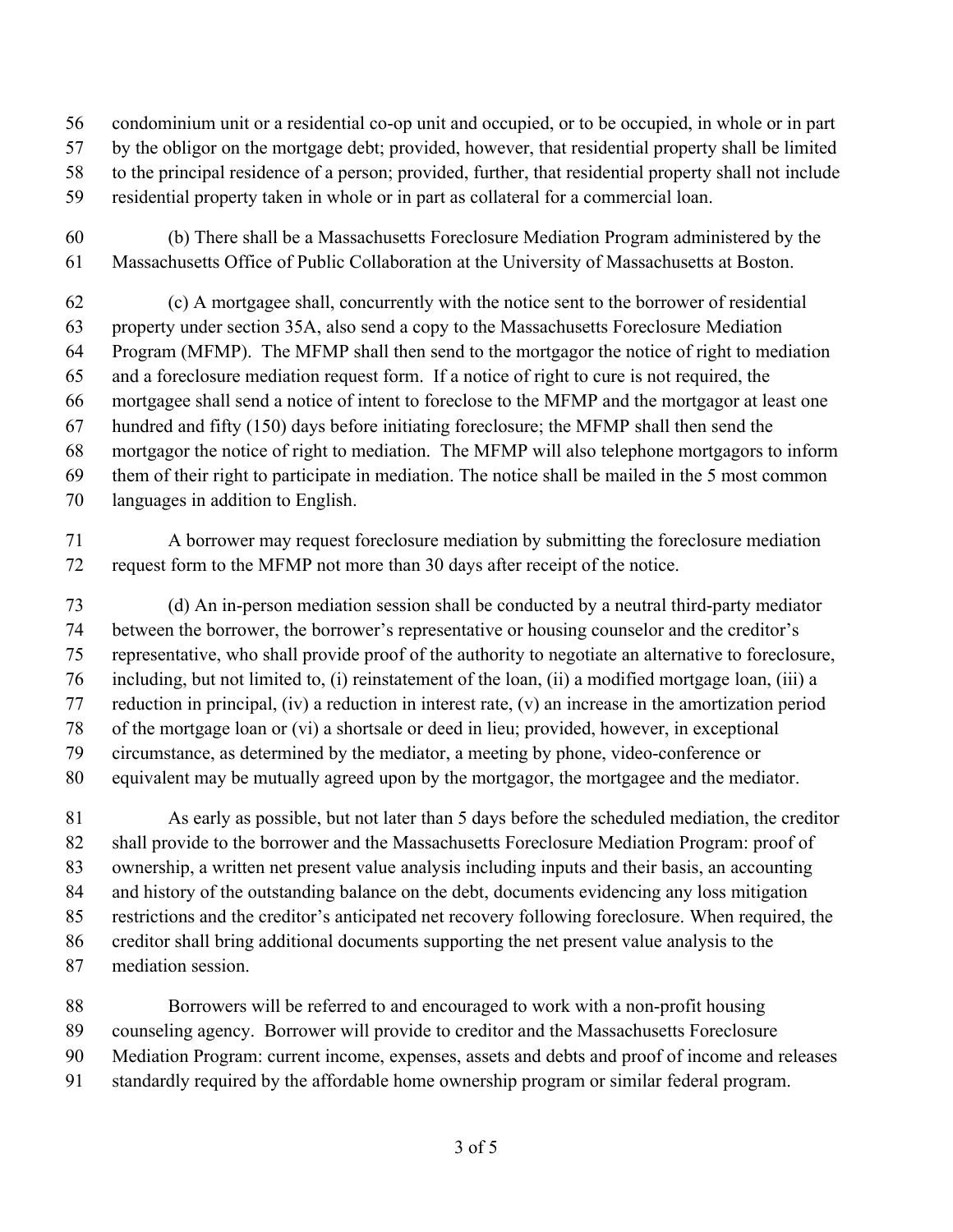condominium unit or a residential co-op unit and occupied, or to be occupied, in whole or in part by the obligor on the mortgage debt; provided, however, that residential property shall be limited to the principal residence of a person; provided, further, that residential property shall not include residential property taken in whole or in part as collateral for a commercial loan.

(b) There shall be a Massachusetts Foreclosure Mediation Program administered by the Massachusetts Office of Public Collaboration at the University of Massachusetts at Boston.

(c) A mortgagee shall, concurrently with the notice sent to the borrower of residential property under section 35A, also send a copy to the Massachusetts Foreclosure Mediation Program (MFMP). The MFMP shall then send to the mortgagor the notice of right to mediation and a foreclosure mediation request form. If a notice of right to cure is not required, the mortgagee shall send a notice of intent to foreclose to the MFMP and the mortgagor at least one hundred and fifty (150) days before initiating foreclosure; the MFMP shall then send the mortgagor the notice of right to mediation. The MFMP will also telephone mortgagors to inform them of their right to participate in mediation. The notice shall be mailed in the 5 most common languages in addition to English.

A borrower may request foreclosure mediation by submitting the foreclosure mediation request form to the MFMP not more than 30 days after receipt of the notice.

(d) An in-person mediation session shall be conducted by a neutral third-party mediator between the borrower, the borrower's representative or housing counselor and the creditor's representative, who shall provide proof of the authority to negotiate an alternative to foreclosure, including, but not limited to, (i) reinstatement of the loan, (ii) a modified mortgage loan, (iii) a reduction in principal, (iv) a reduction in interest rate, (v) an increase in the amortization period of the mortgage loan or (vi) a shortsale or deed in lieu; provided, however, in exceptional circumstance, as determined by the mediator, a meeting by phone, video-conference or equivalent may be mutually agreed upon by the mortgagor, the mortgagee and the mediator.

As early as possible, but not later than 5 days before the scheduled mediation, the creditor shall provide to the borrower and the Massachusetts Foreclosure Mediation Program: proof of ownership, a written net present value analysis including inputs and their basis, an accounting and history of the outstanding balance on the debt, documents evidencing any loss mitigation restrictions and the creditor's anticipated net recovery following foreclosure. When required, the creditor shall bring additional documents supporting the net present value analysis to the mediation session.

Borrowers will be referred to and encouraged to work with a non-profit housing counseling agency. Borrower will provide to creditor and the Massachusetts Foreclosure Mediation Program: current income, expenses, assets and debts and proof of income and releases standardly required by the affordable home ownership program or similar federal program.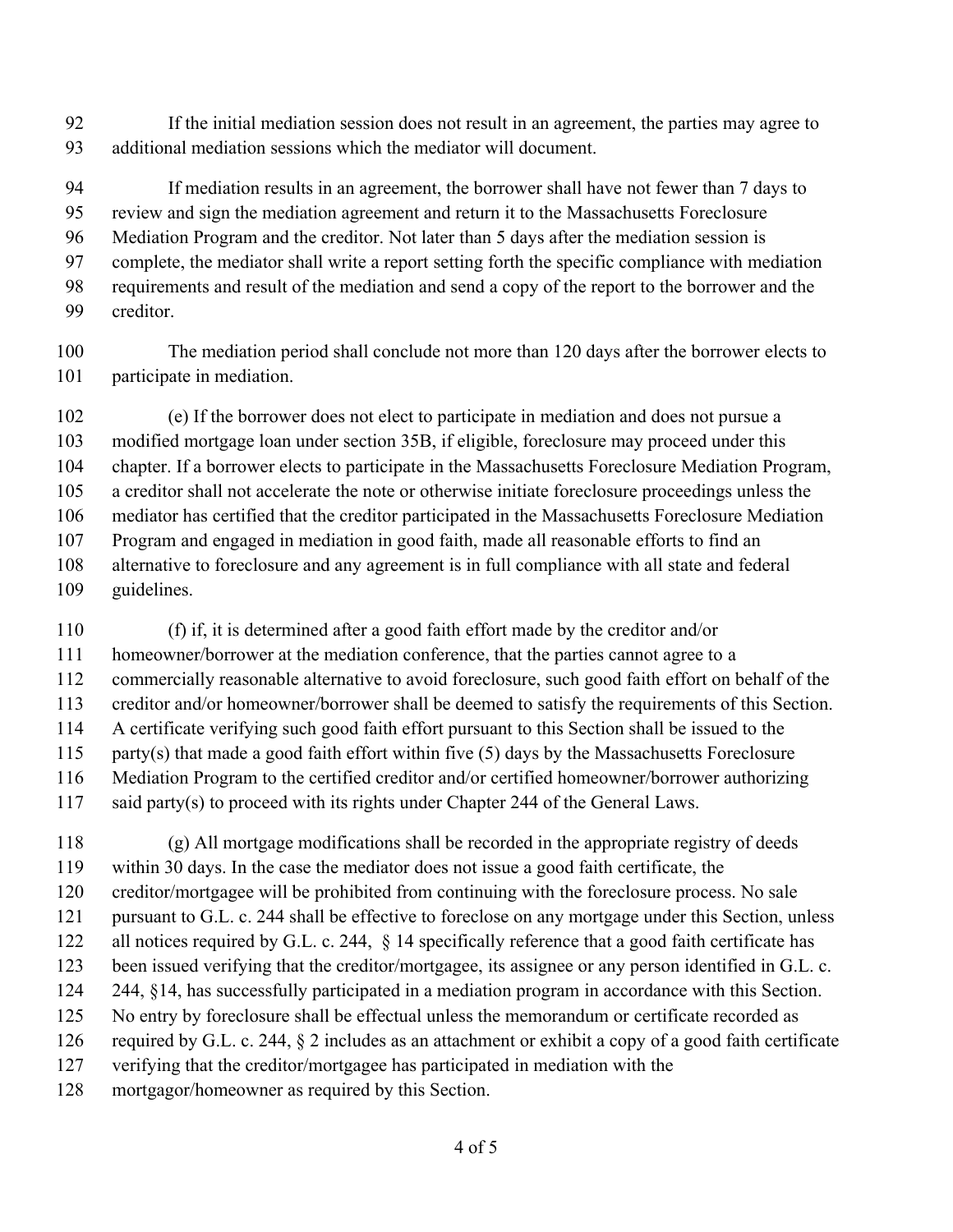If the initial mediation session does not result in an agreement, the parties may agree to additional mediation sessions which the mediator will document.

If mediation results in an agreement, the borrower shall have not fewer than 7 days to review and sign the mediation agreement and return it to the Massachusetts Foreclosure Mediation Program and the creditor. Not later than 5 days after the mediation session is complete, the mediator shall write a report setting forth the specific compliance with mediation requirements and result of the mediation and send a copy of the report to the borrower and the creditor.

The mediation period shall conclude not more than 120 days after the borrower elects to participate in mediation.

(e) If the borrower does not elect to participate in mediation and does not pursue a modified mortgage loan under section 35B, if eligible, foreclosure may proceed under this chapter. If a borrower elects to participate in the Massachusetts Foreclosure Mediation Program, a creditor shall not accelerate the note or otherwise initiate foreclosure proceedings unless the mediator has certified that the creditor participated in the Massachusetts Foreclosure Mediation Program and engaged in mediation in good faith, made all reasonable efforts to find an alternative to foreclosure and any agreement is in full compliance with all state and federal guidelines.

(f) if, it is determined after a good faith effort made by the creditor and/or homeowner/borrower at the mediation conference, that the parties cannot agree to a commercially reasonable alternative to avoid foreclosure, such good faith effort on behalf of the creditor and/or homeowner/borrower shall be deemed to satisfy the requirements of this Section. A certificate verifying such good faith effort pursuant to this Section shall be issued to the party(s) that made a good faith effort within five (5) days by the Massachusetts Foreclosure Mediation Program to the certified creditor and/or certified homeowner/borrower authorizing said party(s) to proceed with its rights under Chapter 244 of the General Laws.

(g) All mortgage modifications shall be recorded in the appropriate registry of deeds within 30 days. In the case the mediator does not issue a good faith certificate, the creditor/mortgagee will be prohibited from continuing with the foreclosure process. No sale pursuant to G.L. c. 244 shall be effective to foreclose on any mortgage under this Section, unless all notices required by G.L. c. 244, § 14 specifically reference that a good faith certificate has been issued verifying that the creditor/mortgagee, its assignee or any person identified in G.L. c. 244, §14, has successfully participated in a mediation program in accordance with this Section. No entry by foreclosure shall be effectual unless the memorandum or certificate recorded as required by G.L. c. 244, § 2 includes as an attachment or exhibit a copy of a good faith certificate verifying that the creditor/mortgagee has participated in mediation with the mortgagor/homeowner as required by this Section.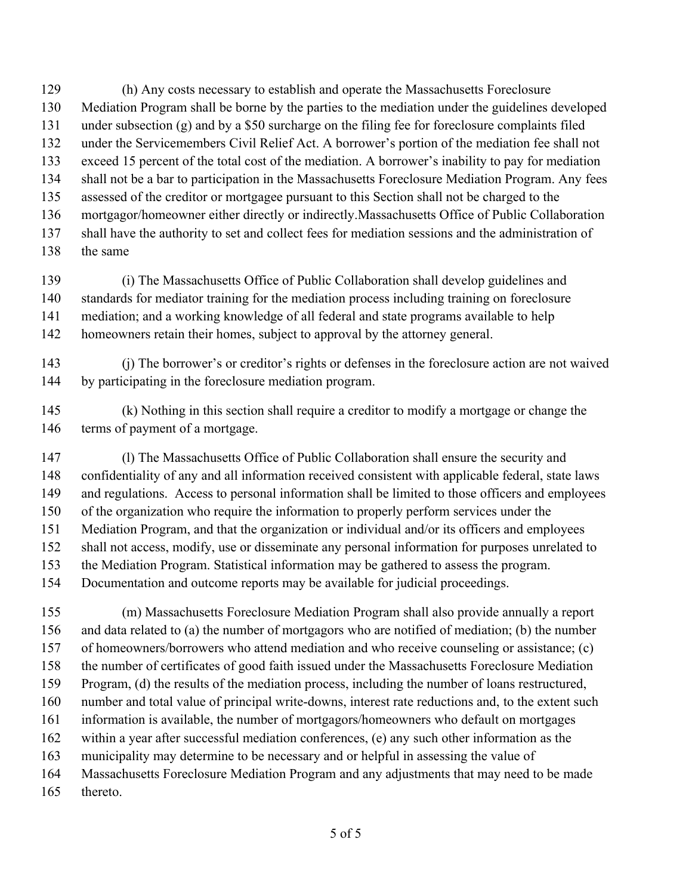(h) Any costs necessary to establish and operate the Massachusetts Foreclosure Mediation Program shall be borne by the parties to the mediation under the guidelines developed under subsection (g) and by a $50 surcharge on the filing fee for foreclosure complaints filed under the Servicemembers Civil Relief Act. A borrower's portion of the mediation fee shall not exceed 15 percent of the total cost of the mediation. A borrower's inability to pay for mediation shall not be a bar to participation in the Massachusetts Foreclosure Mediation Program. Any fees assessed of the creditor or mortgagee pursuant to this Section shall not be charged to the mortgagor/homeowner either directly or indirectly.Massachusetts Office of Public Collaboration shall have the authority to set and collect fees for mediation sessions and the administration of the same

(i) The Massachusetts Office of Public Collaboration shall develop guidelines and standards for mediator training for the mediation process including training on foreclosure mediation; and a working knowledge of all federal and state programs available to help homeowners retain their homes, subject to approval by the attorney general.

(j) The borrower's or creditor's rights or defenses in the foreclosure action are not waived by participating in the foreclosure mediation program.

(k) Nothing in this section shall require a creditor to modify a mortgage or change the terms of payment of a mortgage.

(l) The Massachusetts Office of Public Collaboration shall ensure the security and confidentiality of any and all information received consistent with applicable federal, state laws and regulations. Access to personal information shall be limited to those officers and employees of the organization who require the information to properly perform services under the Mediation Program, and that the organization or individual and/or its officers and employees shall not access, modify, use or disseminate any personal information for purposes unrelated to the Mediation Program. Statistical information may be gathered to assess the program. Documentation and outcome reports may be available for judicial proceedings.

(m) Massachusetts Foreclosure Mediation Program shall also provide annually a report and data related to (a) the number of mortgagors who are notified of mediation; (b) the number of homeowners/borrowers who attend mediation and who receive counseling or assistance; (c) the number of certificates of good faith issued under the Massachusetts Foreclosure Mediation Program, (d) the results of the mediation process, including the number of loans restructured, number and total value of principal write-downs, interest rate reductions and, to the extent such information is available, the number of mortgagors/homeowners who default on mortgages within a year after successful mediation conferences, (e) any such other information as the municipality may determine to be necessary and or helpful in assessing the value of Massachusetts Foreclosure Mediation Program and any adjustments that may need to be made thereto.